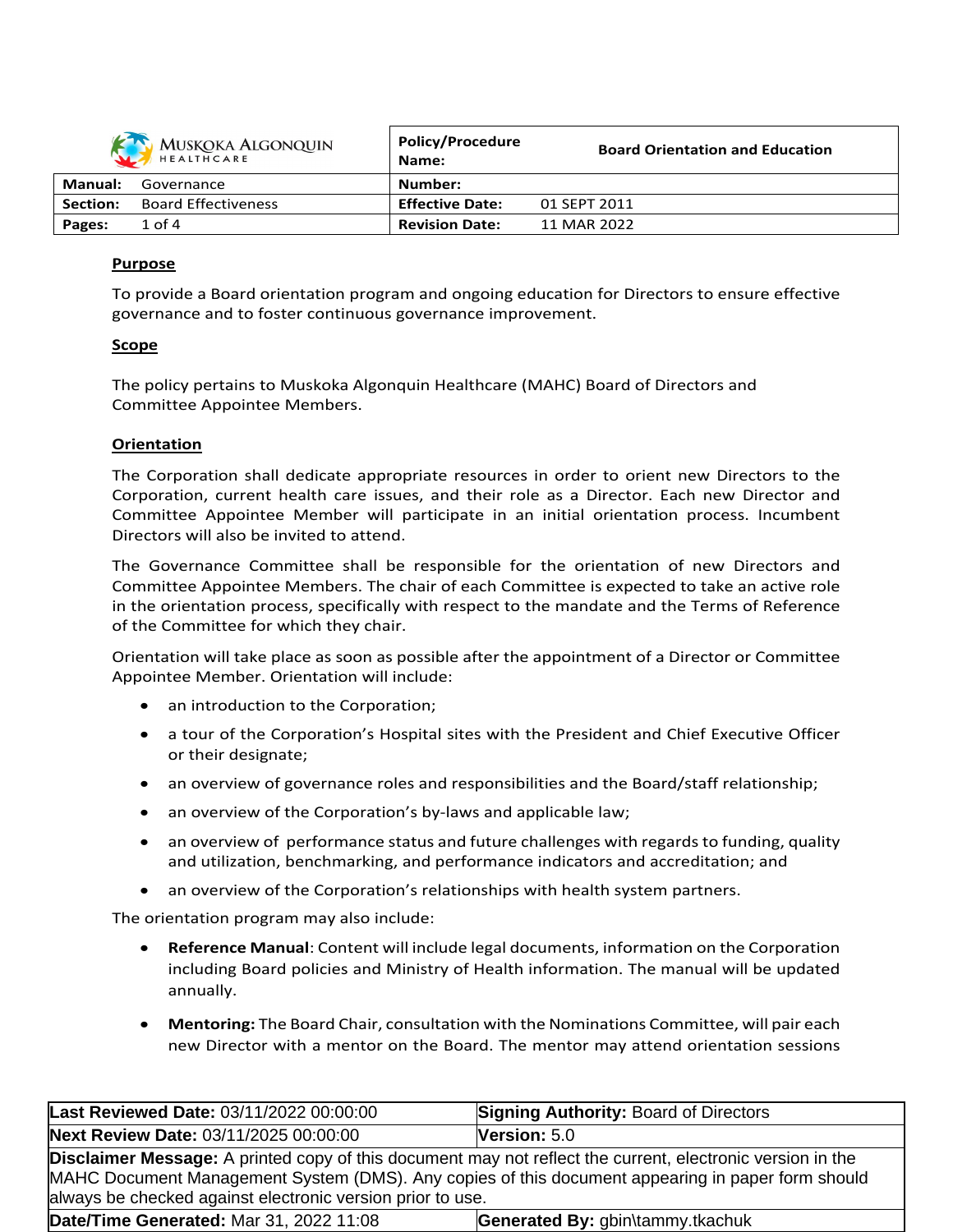| Muskoka Algonquin Healthcare | | Policy/Procedure Name: | Board Orientation and Education |
|---|---|---|---|
| **Manual:** | Governance | **Number:** | |
| **Section:** | Board Effectiveness | **Effective Date:** | 01 SEPT 2011 |
| **Pages:** | 1 of 4 | **Revision Date:** | 11 MAR 2022 |

## Purpose

To provide a Board orientation program and ongoing education for Directors to ensure effective governance and to foster continuous governance improvement.

## Scope

The policy pertains to Muskoka Algonquin Healthcare (MAHC) Board of Directors and Committee Appointee Members.

## Orientation

The Corporation shall dedicate appropriate resources in order to orient new Directors to the Corporation, current health care issues, and their role as a Director. Each new Director and Committee Appointee Member will participate in an initial orientation process. Incumbent Directors will also be invited to attend.

The Governance Committee shall be responsible for the orientation of new Directors and Committee Appointee Members. The chair of each Committee is expected to take an active role in the orientation process, specifically with respect to the mandate and the Terms of Reference of the Committee for which they chair.

Orientation will take place as soon as possible after the appointment of a Director or Committee Appointee Member. Orientation will include:

- an introduction to the Corporation;
- a tour of the Corporation's Hospital sites with the President and Chief Executive Officer or their designate;
- an overview of governance roles and responsibilities and the Board/staff relationship;
- an overview of the Corporation's by-laws and applicable law;
- an overview of performance status and future challenges with regards to funding, quality and utilization, benchmarking, and performance indicators and accreditation; and
- an overview of the Corporation's relationships with health system partners.

The orientation program may also include:

- **Reference Manual**: Content will include legal documents, information on the Corporation including Board policies and Ministry of Health information. The manual will be updated annually.
- **Mentoring:** The Board Chair, consultation with the Nominations Committee, will pair each new Director with a mentor on the Board. The mentor may attend orientation sessions

| **Last Reviewed Date:** 03/11/2022 00:00:00 | **Signing Authority:** Board of Directors |
|---|---|
| **Next Review Date:** 03/11/2025 00:00:00 | **Version:** 5.0 |
| **Disclaimer Message:** A printed copy of this document may not reflect the current, electronic version in the MAHC Document Management System (DMS). Any copies of this document appearing in paper form should always be checked against electronic version prior to use. | |
| **Date/Time Generated:** Mar 31, 2022 11:08 | **Generated By:** gbin\tammy.tkachuk |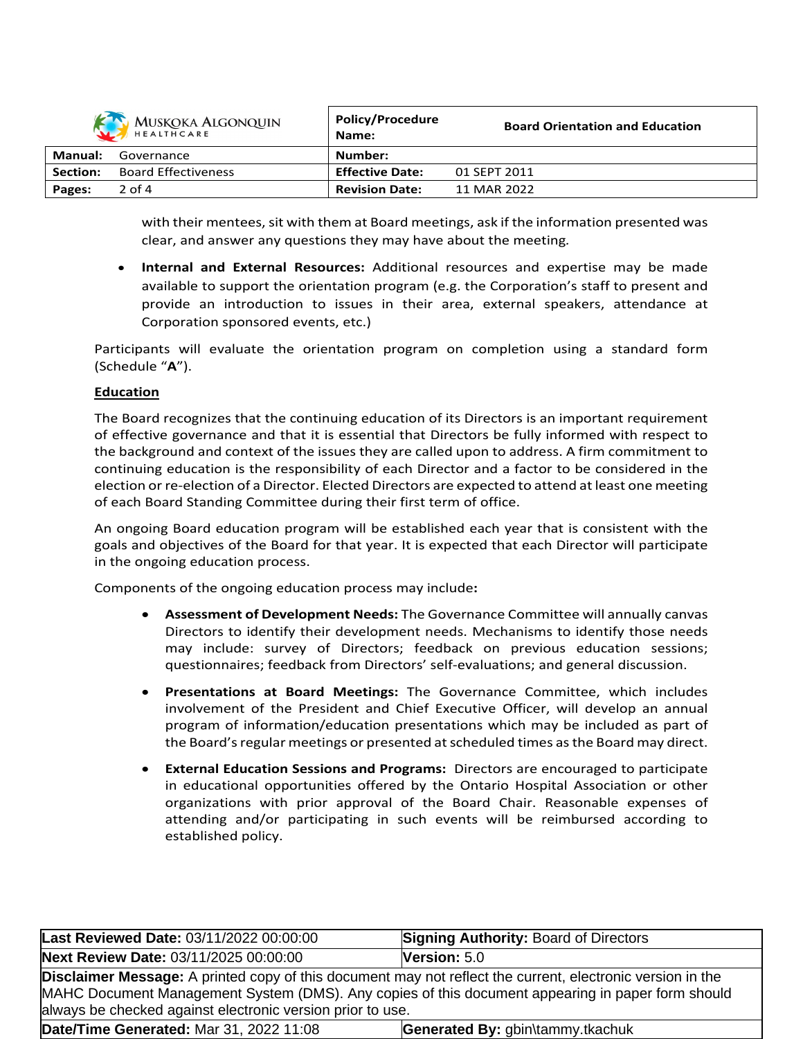with their mentees, sit with them at Board meetings, ask if the information presented was clear, and answer any questions they may have about the meeting.

- **Internal and External Resources:** Additional resources and expertise may be made available to support the orientation program (e.g. the Corporation's staff to present and provide an introduction to issues in their area, external speakers, attendance at Corporation sponsored events, etc.)

Participants will evaluate the orientation program on completion using a standard form (Schedule "**A**").

**Education**

The Board recognizes that the continuing education of its Directors is an important requirement of effective governance and that it is essential that Directors be fully informed with respect to the background and context of the issues they are called upon to address. A firm commitment to continuing education is the responsibility of each Director and a factor to be considered in the election or re-election of a Director. Elected Directors are expected to attend at least one meeting of each Board Standing Committee during their first term of office.

An ongoing Board education program will be established each year that is consistent with the goals and objectives of the Board for that year. It is expected that each Director will participate in the ongoing education process.

Components of the ongoing education process may include**:**

- **Assessment of Development Needs:** The Governance Committee will annually canvas Directors to identify their development needs. Mechanisms to identify those needs may include: survey of Directors; feedback on previous education sessions; questionnaires; feedback from Directors' self-evaluations; and general discussion.
- **Presentations at Board Meetings:** The Governance Committee, which includes involvement of the President and Chief Executive Officer, will develop an annual program of information/education presentations which may be included as part of the Board's regular meetings or presented at scheduled times as the Board may direct.
- **External Education Sessions and Programs:** Directors are encouraged to participate in educational opportunities offered by the Ontario Hospital Association or other organizations with prior approval of the Board Chair. Reasonable expenses of attending and/or participating in such events will be reimbursed according to established policy.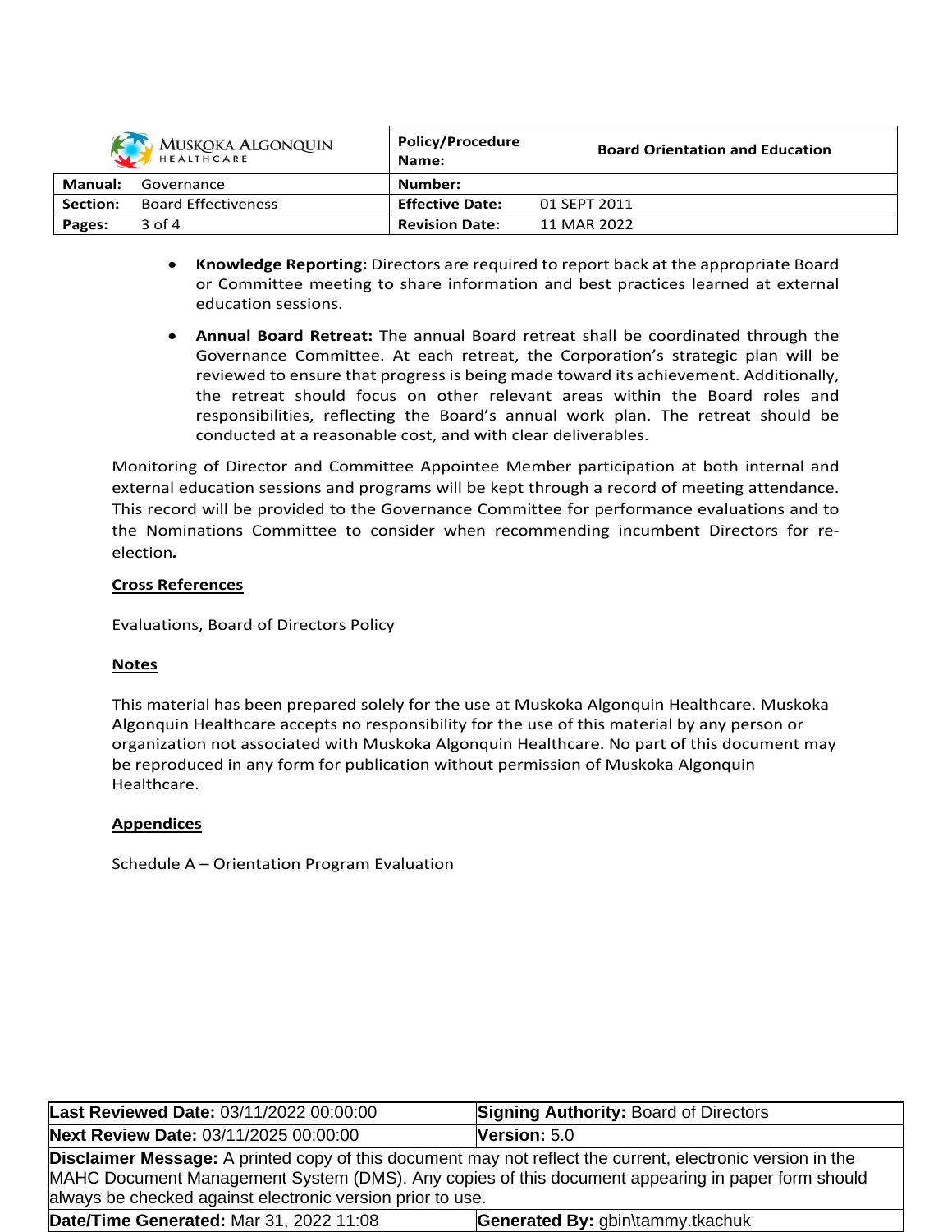- **Knowledge Reporting:** Directors are required to report back at the appropriate Board or Committee meeting to share information and best practices learned at external education sessions.

- **Annual Board Retreat:** The annual Board retreat shall be coordinated through the Governance Committee. At each retreat, the Corporation's strategic plan will be reviewed to ensure that progress is being made toward its achievement. Additionally, the retreat should focus on other relevant areas within the Board roles and responsibilities, reflecting the Board's annual work plan. The retreat should be conducted at a reasonable cost, and with clear deliverables.

Monitoring of Director and Committee Appointee Member participation at both internal and external education sessions and programs will be kept through a record of meeting attendance. This record will be provided to the Governance Committee for performance evaluations and to the Nominations Committee to consider when recommending incumbent Directors for re-election.

**Cross References**

Evaluations, Board of Directors Policy

**Notes**

This material has been prepared solely for the use at Muskoka Algonquin Healthcare. Muskoka Algonquin Healthcare accepts no responsibility for the use of this material by any person or organization not associated with Muskoka Algonquin Healthcare. No part of this document may be reproduced in any form for publication without permission of Muskoka Algonquin Healthcare.

**Appendices**

Schedule A – Orientation Program Evaluation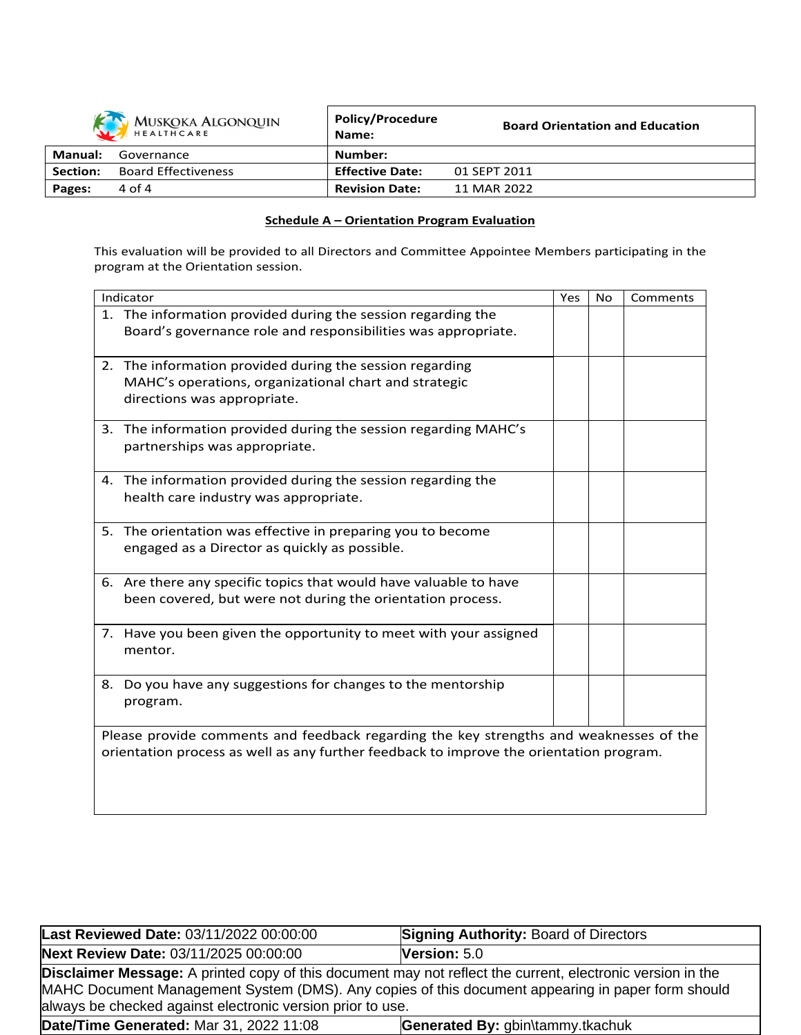| Muskoka Algonquin Healthcare | Policy/Procedure Name: | Board Orientation and Education |
|---|---|---|
| **Manual:** Governance | **Number:** | |
| **Section:** Board Effectiveness | **Effective Date:** | 01 SEPT 2011 |
| **Pages:** 4 of 4 | **Revision Date:** | 11 MAR 2022 |

**Schedule A – Orientation Program Evaluation**

This evaluation will be provided to all Directors and Committee Appointee Members participating in the program at the Orientation session.

| Indicator | Yes | No | Comments |
|---|---|---|---|
| 1. The information provided during the session regarding the Board's governance role and responsibilities was appropriate. | | | |
| 2. The information provided during the session regarding MAHC's operations, organizational chart and strategic directions was appropriate. | | | |
| 3. The information provided during the session regarding MAHC's partnerships was appropriate. | | | |
| 4. The information provided during the session regarding the health care industry was appropriate. | | | |
| 5. The orientation was effective in preparing you to become engaged as a Director as quickly as possible. | | | |
| 6. Are there any specific topics that would have valuable to have been covered, but were not during the orientation process. | | | |
| 7. Have you been given the opportunity to meet with your assigned mentor. | | | |
| 8. Do you have any suggestions for changes to the mentorship program. | | | |
| Please provide comments and feedback regarding the key strengths and weaknesses of the orientation process as well as any further feedback to improve the orientation program. | | | |

| | |
|---|---|
| **Last Reviewed Date:** 03/11/2022 00:00:00 | **Signing Authority:** Board of Directors |
| **Next Review Date:** 03/11/2025 00:00:00 | **Version:** 5.0 |
| **Disclaimer Message:** A printed copy of this document may not reflect the current, electronic version in the MAHC Document Management System (DMS). Any copies of this document appearing in paper form should always be checked against electronic version prior to use. | |
| **Date/Time Generated:** Mar 31, 2022 11:08 | **Generated By:** gbin\tammy.tkachuk |